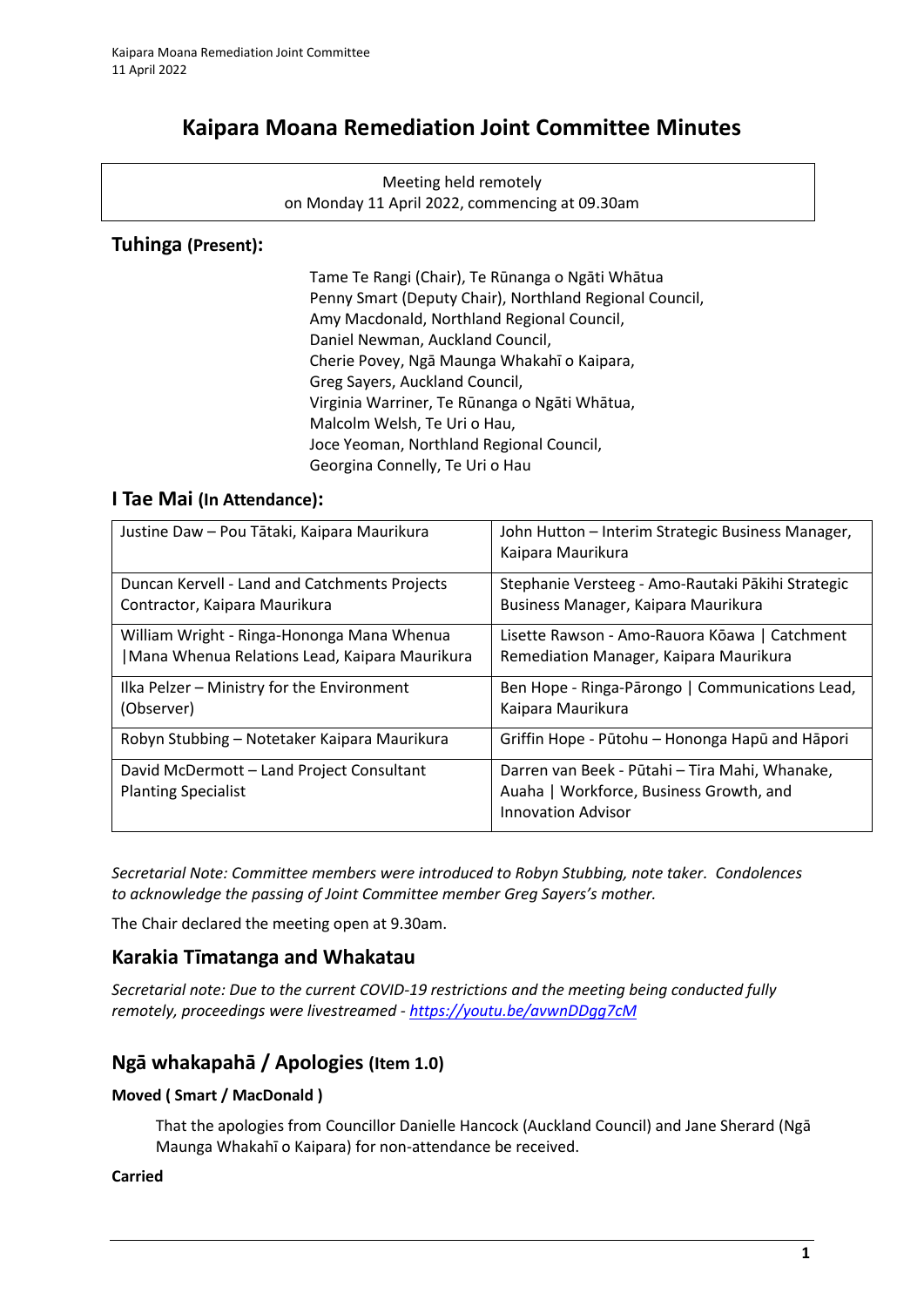# Kaipara Moana Remediation Joint Committee Minutes

Meeting held remotely
on Monday 11 April 2022, commencing at 09.30am

## Tuhinga (Present):

Tame Te Rangi (Chair), Te Rūnanga o Ngāti Whātua
Penny Smart (Deputy Chair), Northland Regional Council,
Amy Macdonald, Northland Regional Council,
Daniel Newman, Auckland Council,
Cherie Povey, Ngā Maunga Whakahī o Kaipara,
Greg Sayers, Auckland Council,
Virginia Warriner, Te Rūnanga o Ngāti Whātua,
Malcolm Welsh, Te Uri o Hau,
Joce Yeoman, Northland Regional Council,
Georgina Connelly, Te Uri o Hau

## I Tae Mai (In Attendance):

| | |
|---|---|
| Justine Daw – Pou Tātaki, Kaipara Maurikura | John Hutton – Interim Strategic Business Manager, Kaipara Maurikura |
| Duncan Kervell - Land and Catchments Projects Contractor, Kaipara Maurikura | Stephanie Versteeg - Amo-Rautaki Pākihi Strategic Business Manager, Kaipara Maurikura |
| William Wright - Ringa-Hononga Mana Whenua \|Mana Whenua Relations Lead, Kaipara Maurikura | Lisette Rawson - Amo-Rauora Kōawa \| Catchment Remediation Manager, Kaipara Maurikura |
| Ilka Pelzer – Ministry for the Environment (Observer) | Ben Hope - Ringa-Pārongo \| Communications Lead, Kaipara Maurikura |
| Robyn Stubbing – Notetaker Kaipara Maurikura | Griffin Hope - Pūtohu – Hononga Hapū and Hāpori |
| David McDermott – Land Project Consultant Planting Specialist | Darren van Beek - Pūtahi – Tira Mahi, Whanake, Auaha \| Workforce, Business Growth, and Innovation Advisor |

*Secretarial Note: Committee members were introduced to Robyn Stubbing, note taker. Condolences to acknowledge the passing of Joint Committee member Greg Sayers's mother.*

The Chair declared the meeting open at 9.30am.

## Karakia Tīmatanga and Whakatau

*Secretarial note: Due to the current COVID-19 restrictions and the meeting being conducted fully remotely, proceedings were livestreamed - https://youtu.be/avwnDDgg7cM*

## Ngā whakapahā / Apologies (Item 1.0)

**Moved ( Smart / MacDonald )**

That the apologies from Councillor Danielle Hancock (Auckland Council) and Jane Sherard (Ngā Maunga Whakahī o Kaipara) for non-attendance be received.

**Carried**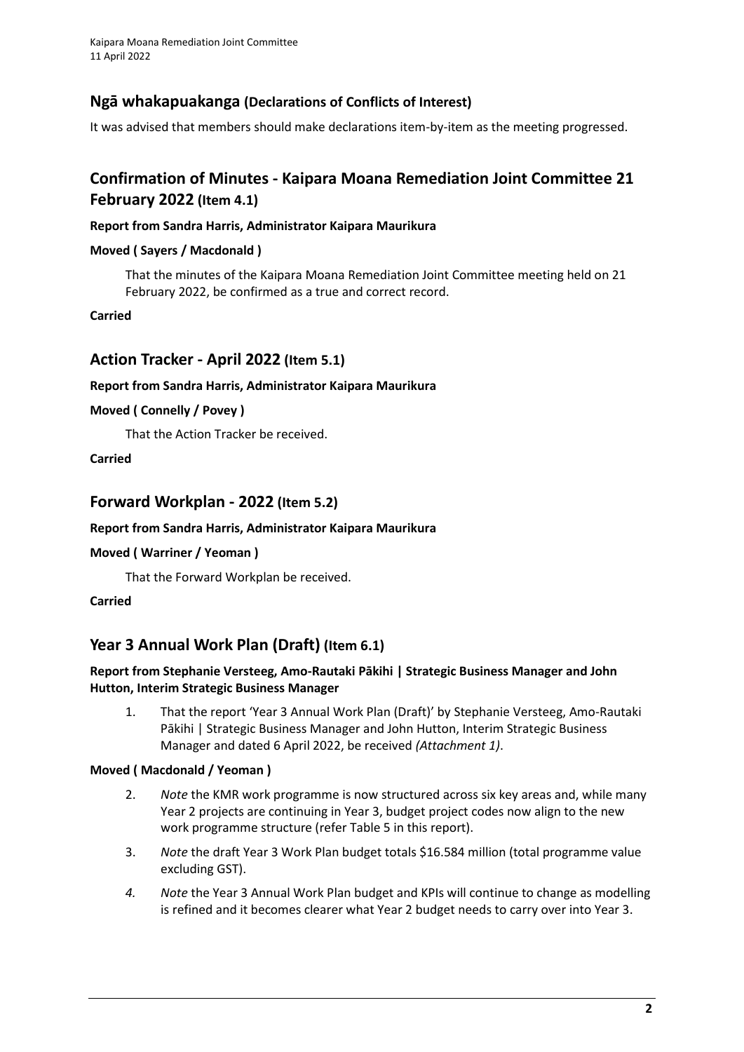## Ngā whakapuakanga (Declarations of Conflicts of Interest)

It was advised that members should make declarations item-by-item as the meeting progressed.

## Confirmation of Minutes - Kaipara Moana Remediation Joint Committee 21 February 2022 (Item 4.1)

**Report from Sandra Harris, Administrator Kaipara Maurikura**

**Moved ( Sayers / Macdonald )**

That the minutes of the Kaipara Moana Remediation Joint Committee meeting held on 21 February 2022, be confirmed as a true and correct record.

**Carried**

## Action Tracker - April 2022 (Item 5.1)

**Report from Sandra Harris, Administrator Kaipara Maurikura**

**Moved ( Connelly / Povey )**

That the Action Tracker be received.

**Carried**

## Forward Workplan - 2022 (Item 5.2)

**Report from Sandra Harris, Administrator Kaipara Maurikura**

**Moved ( Warriner / Yeoman )**

That the Forward Workplan be received.

**Carried**

## Year 3 Annual Work Plan (Draft) (Item 6.1)

**Report from Stephanie Versteeg, Amo-Rautaki Pākihi | Strategic Business Manager and John Hutton, Interim Strategic Business Manager**

1. That the report 'Year 3 Annual Work Plan (Draft)' by Stephanie Versteeg, Amo-Rautaki Pākihi | Strategic Business Manager and John Hutton, Interim Strategic Business Manager and dated 6 April 2022, be received *(Attachment 1)*.

**Moved ( Macdonald / Yeoman )**

2. *Note* the KMR work programme is now structured across six key areas and, while many Year 2 projects are continuing in Year 3, budget project codes now align to the new work programme structure (refer Table 5 in this report).
3. *Note* the draft Year 3 Work Plan budget totals \$16.584 million (total programme value excluding GST).
4. *Note* the Year 3 Annual Work Plan budget and KPIs will continue to change as modelling is refined and it becomes clearer what Year 2 budget needs to carry over into Year 3.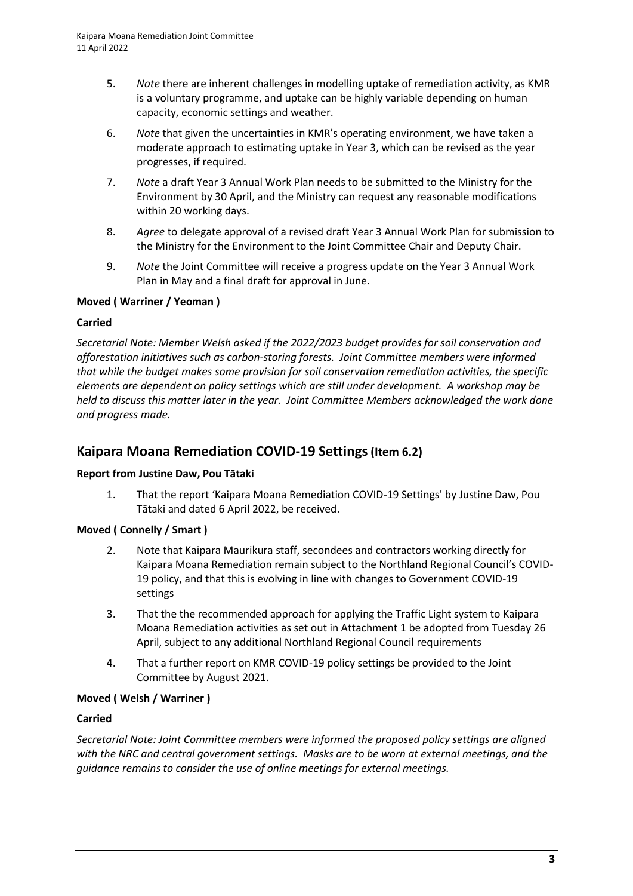5. *Note* there are inherent challenges in modelling uptake of remediation activity, as KMR is a voluntary programme, and uptake can be highly variable depending on human capacity, economic settings and weather.
6. *Note* that given the uncertainties in KMR's operating environment, we have taken a moderate approach to estimating uptake in Year 3, which can be revised as the year progresses, if required.
7. *Note* a draft Year 3 Annual Work Plan needs to be submitted to the Ministry for the Environment by 30 April, and the Ministry can request any reasonable modifications within 20 working days.
8. *Agree* to delegate approval of a revised draft Year 3 Annual Work Plan for submission to the Ministry for the Environment to the Joint Committee Chair and Deputy Chair.
9. *Note* the Joint Committee will receive a progress update on the Year 3 Annual Work Plan in May and a final draft for approval in June.

**Moved ( Warriner / Yeoman )**

**Carried**

*Secretarial Note: Member Welsh asked if the 2022/2023 budget provides for soil conservation and afforestation initiatives such as carbon-storing forests. Joint Committee members were informed that while the budget makes some provision for soil conservation remediation activities, the specific elements are dependent on policy settings which are still under development. A workshop may be held to discuss this matter later in the year. Joint Committee Members acknowledged the work done and progress made.*

## Kaipara Moana Remediation COVID-19 Settings (Item 6.2)

**Report from Justine Daw, Pou Tātaki**

1. That the report 'Kaipara Moana Remediation COVID-19 Settings' by Justine Daw, Pou Tātaki and dated 6 April 2022, be received.

**Moved ( Connelly / Smart )**

2. Note that Kaipara Maurikura staff, secondees and contractors working directly for Kaipara Moana Remediation remain subject to the Northland Regional Council's COVID-19 policy, and that this is evolving in line with changes to Government COVID-19 settings
3. That the the recommended approach for applying the Traffic Light system to Kaipara Moana Remediation activities as set out in Attachment 1 be adopted from Tuesday 26 April, subject to any additional Northland Regional Council requirements
4. That a further report on KMR COVID-19 policy settings be provided to the Joint Committee by August 2021.

**Moved ( Welsh / Warriner )**

**Carried**

*Secretarial Note: Joint Committee members were informed the proposed policy settings are aligned with the NRC and central government settings. Masks are to be worn at external meetings, and the guidance remains to consider the use of online meetings for external meetings.*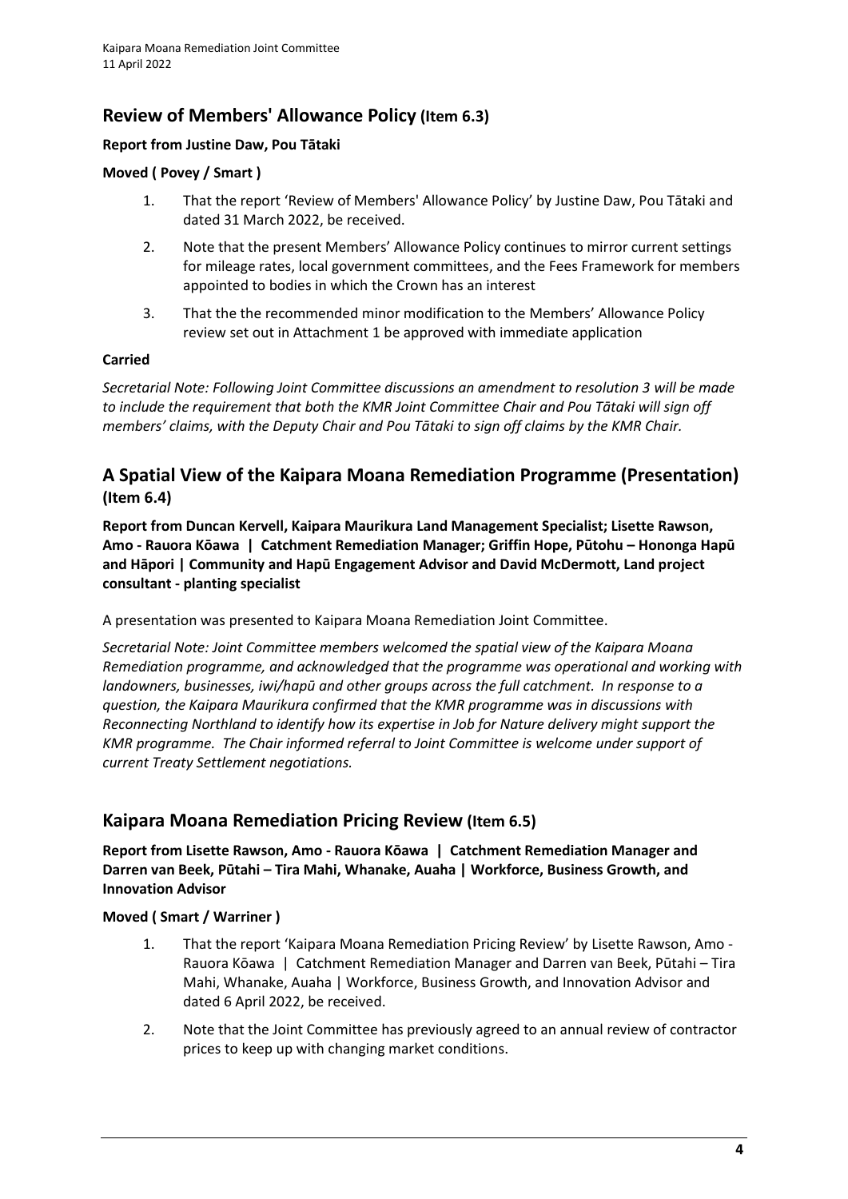## Review of Members' Allowance Policy (Item 6.3)

**Report from Justine Daw, Pou Tātaki**

**Moved ( Povey / Smart )**

1. That the report 'Review of Members' Allowance Policy' by Justine Daw, Pou Tātaki and dated 31 March 2022, be received.
2. Note that the present Members' Allowance Policy continues to mirror current settings for mileage rates, local government committees, and the Fees Framework for members appointed to bodies in which the Crown has an interest
3. That the the recommended minor modification to the Members' Allowance Policy review set out in Attachment 1 be approved with immediate application

**Carried**

*Secretarial Note: Following Joint Committee discussions an amendment to resolution 3 will be made to include the requirement that both the KMR Joint Committee Chair and Pou Tātaki will sign off members' claims, with the Deputy Chair and Pou Tātaki to sign off claims by the KMR Chair.*

## A Spatial View of the Kaipara Moana Remediation Programme (Presentation) (Item 6.4)

**Report from Duncan Kervell, Kaipara Maurikura Land Management Specialist; Lisette Rawson, Amo - Rauora Kōawa | Catchment Remediation Manager; Griffin Hope, Pūtohu – Hononga Hapū and Hāpori | Community and Hapū Engagement Advisor and David McDermott, Land project consultant - planting specialist**

A presentation was presented to Kaipara Moana Remediation Joint Committee.

*Secretarial Note: Joint Committee members welcomed the spatial view of the Kaipara Moana Remediation programme, and acknowledged that the programme was operational and working with landowners, businesses, iwi/hapū and other groups across the full catchment. In response to a question, the Kaipara Maurikura confirmed that the KMR programme was in discussions with Reconnecting Northland to identify how its expertise in Job for Nature delivery might support the KMR programme. The Chair informed referral to Joint Committee is welcome under support of current Treaty Settlement negotiations.*

## Kaipara Moana Remediation Pricing Review (Item 6.5)

**Report from Lisette Rawson, Amo - Rauora Kōawa | Catchment Remediation Manager and Darren van Beek, Pūtahi – Tira Mahi, Whanake, Auaha | Workforce, Business Growth, and Innovation Advisor**

**Moved ( Smart / Warriner )**

1. That the report 'Kaipara Moana Remediation Pricing Review' by Lisette Rawson, Amo - Rauora Kōawa | Catchment Remediation Manager and Darren van Beek, Pūtahi – Tira Mahi, Whanake, Auaha | Workforce, Business Growth, and Innovation Advisor and dated 6 April 2022, be received.
2. Note that the Joint Committee has previously agreed to an annual review of contractor prices to keep up with changing market conditions.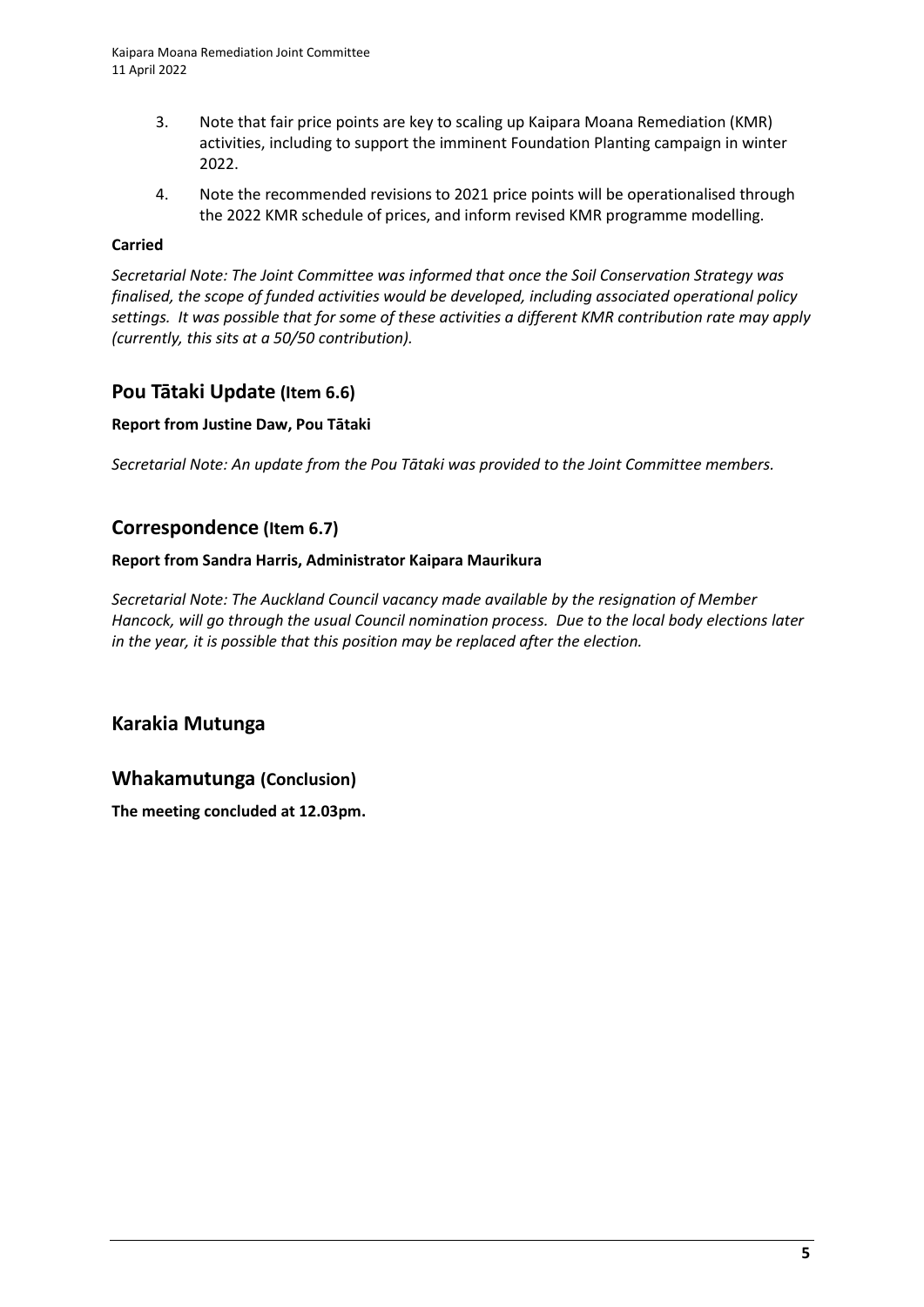3. Note that fair price points are key to scaling up Kaipara Moana Remediation (KMR) activities, including to support the imminent Foundation Planting campaign in winter 2022.
4. Note the recommended revisions to 2021 price points will be operationalised through the 2022 KMR schedule of prices, and inform revised KMR programme modelling.

**Carried**

*Secretarial Note: The Joint Committee was informed that once the Soil Conservation Strategy was finalised, the scope of funded activities would be developed, including associated operational policy settings. It was possible that for some of these activities a different KMR contribution rate may apply (currently, this sits at a 50/50 contribution).*

## Pou Tātaki Update (Item 6.6)

**Report from Justine Daw, Pou Tātaki**

*Secretarial Note: An update from the Pou Tātaki was provided to the Joint Committee members.*

## Correspondence (Item 6.7)

**Report from Sandra Harris, Administrator Kaipara Maurikura**

*Secretarial Note: The Auckland Council vacancy made available by the resignation of Member Hancock, will go through the usual Council nomination process. Due to the local body elections later in the year, it is possible that this position may be replaced after the election.*

## Karakia Mutunga

## Whakamutunga (Conclusion)

**The meeting concluded at 12.03pm.**